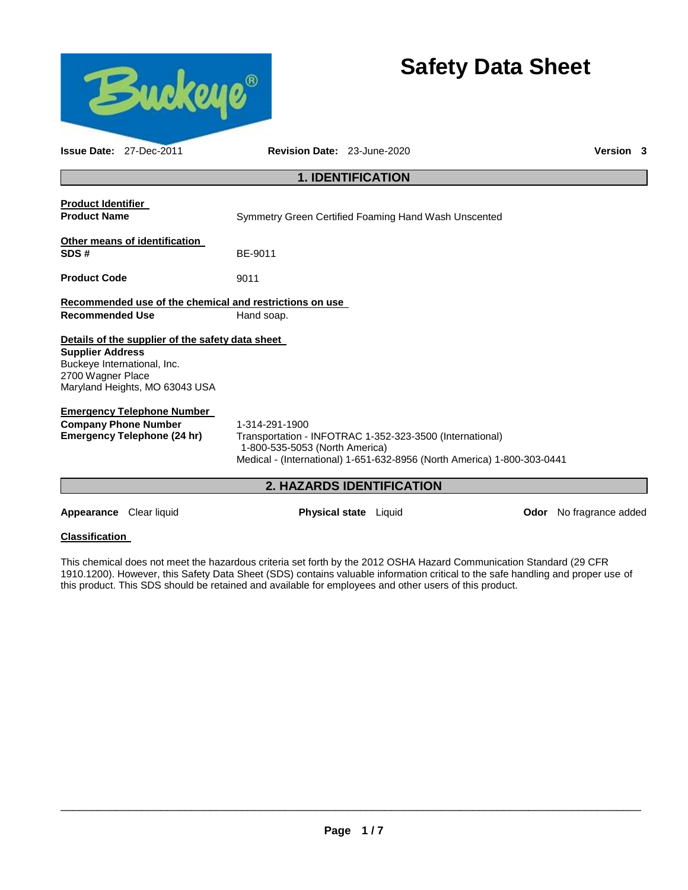# Safety Data Sheet

**Issue Date:** 27-Dec-2011 **Revision Date:** 23-June-2020 **Version** 3

## 1. IDENTIFICATION

**Product Identifier**

**Product Name** Symmetry Green Certified Foaming Hand Wash Unscented

**Other means of identification**

**SDS #** BE-9011

**Product Code** 9011

**Recommended use of the chemical and restrictions on use**

**Recommended Use** Hand soap.

**Details of the supplier of the safety data sheet**

**Supplier Address**
Buckeye International, Inc.
2700 Wagner Place
Maryland Heights, MO 63043 USA

**Emergency Telephone Number**

**Company Phone Number** 1-314-291-1900

**Emergency Telephone (24 hr)** Transportation - INFOTRAC 1-352-323-3500 (International)
1-800-535-5053 (North America)
Medical - (International) 1-651-632-8956 (North America) 1-800-303-0441

## 2. HAZARDS IDENTIFICATION

**Appearance** Clear liquid **Physical state** Liquid **Odor** No fragrance added

**Classification**

This chemical does not meet the hazardous criteria set forth by the 2012 OSHA Hazard Communication Standard (29 CFR 1910.1200). However, this Safety Data Sheet (SDS) contains valuable information critical to the safe handling and proper use of this product. This SDS should be retained and available for employees and other users of this product.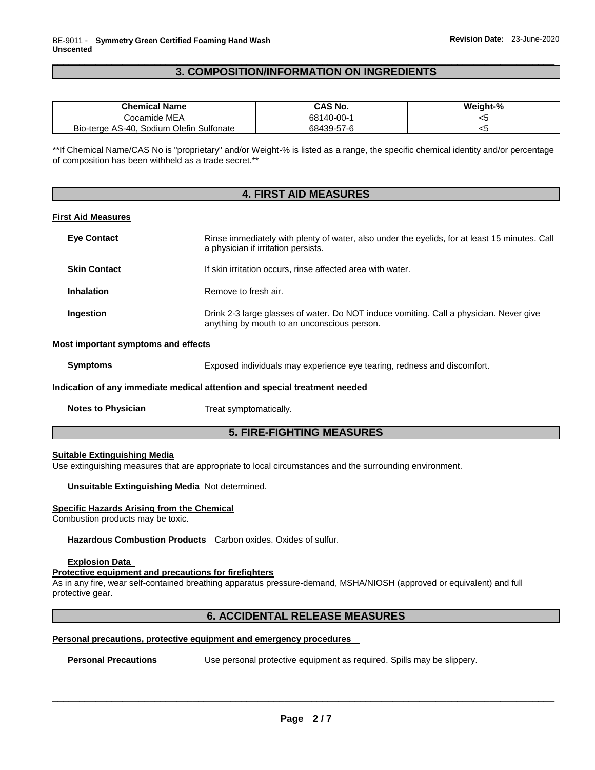## 3. COMPOSITION/INFORMATION ON INGREDIENTS

| Chemical Name | CAS No. | Weight-% |
|---|---|---|
| Cocamide MEA | 68140-00-1 | <5 |
| Bio-terge AS-40, Sodium Olefin Sulfonate | 68439-57-6 | <5 |

**If Chemical Name/CAS No is "proprietary" and/or Weight-% is listed as a range, the specific chemical identity and/or percentage of composition has been withheld as a trade secret.**

## 4. FIRST AID MEASURES

### First Aid Measures

**Eye Contact** Rinse immediately with plenty of water, also under the eyelids, for at least 15 minutes. Call a physician if irritation persists.

**Skin Contact** If skin irritation occurs, rinse affected area with water.

**Inhalation** Remove to fresh air.

**Ingestion** Drink 2-3 large glasses of water. Do NOT induce vomiting. Call a physician. Never give anything by mouth to an unconscious person.

### Most important symptoms and effects

**Symptoms** Exposed individuals may experience eye tearing, redness and discomfort.

### Indication of any immediate medical attention and special treatment needed

**Notes to Physician** Treat symptomatically.

## 5. FIRE-FIGHTING MEASURES

### Suitable Extinguishing Media

Use extinguishing measures that are appropriate to local circumstances and the surrounding environment.

**Unsuitable Extinguishing Media** Not determined.

### Specific Hazards Arising from the Chemical

Combustion products may be toxic.

**Hazardous Combustion Products** Carbon oxides. Oxides of sulfur.

**Explosion Data**

### Protective equipment and precautions for firefighters

As in any fire, wear self-contained breathing apparatus pressure-demand, MSHA/NIOSH (approved or equivalent) and full protective gear.

## 6. ACCIDENTAL RELEASE MEASURES

### Personal precautions, protective equipment and emergency procedures

**Personal Precautions** Use personal protective equipment as required. Spills may be slippery.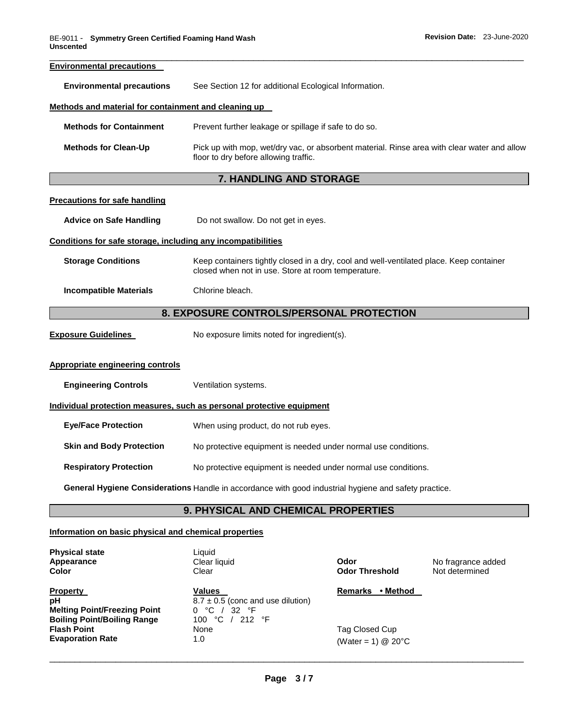**Environmental precautions**

| | |
|---|---|
| **Environmental precautions** | See Section 12 for additional Ecological Information. |

**Methods and material for containment and cleaning up**

| | |
|---|---|
| **Methods for Containment** | Prevent further leakage or spillage if safe to do so. |
| **Methods for Clean-Up** | Pick up with mop, wet/dry vac, or absorbent material. Rinse area with clear water and allow floor to dry before allowing traffic. |

## 7. HANDLING AND STORAGE

**Precautions for safe handling**

| | |
|---|---|
| **Advice on Safe Handling** | Do not swallow. Do not get in eyes. |

**Conditions for safe storage, including any incompatibilities**

| | |
|---|---|
| **Storage Conditions** | Keep containers tightly closed in a dry, cool and well-ventilated place. Keep container closed when not in use. Store at room temperature. |
| **Incompatible Materials** | Chlorine bleach. |

## 8. EXPOSURE CONTROLS/PERSONAL PROTECTION

**Exposure Guidelines** No exposure limits noted for ingredient(s).

**Appropriate engineering controls**

| | |
|---|---|
| **Engineering Controls** | Ventilation systems. |

**Individual protection measures, such as personal protective equipment**

| | |
|---|---|
| **Eye/Face Protection** | When using product, do not rub eyes. |
| **Skin and Body Protection** | No protective equipment is needed under normal use conditions. |
| **Respiratory Protection** | No protective equipment is needed under normal use conditions. |

**General Hygiene Considerations** Handle in accordance with good industrial hygiene and safety practice.

## 9. PHYSICAL AND CHEMICAL PROPERTIES

**Information on basic physical and chemical properties**

| | |
|---|---|
| **Physical state** | Liquid |
| **Appearance** | Clear liquid |
| **Color** | Clear |
| **Odor** | No fragrance added |
| **Odor Threshold** | Not determined |

| **Property** | **Values** | **Remarks • Method** |
|---|---|---|
| **pH** | 8.7 ± 0.5 (conc and use dilution) | |
| **Melting Point/Freezing Point** | 0 °C / 32 °F | |
| **Boiling Point/Boiling Range** | 100 °C / 212 °F | |
| **Flash Point** | None | Tag Closed Cup |
| **Evaporation Rate** | 1.0 | (Water = 1) @ 20°C |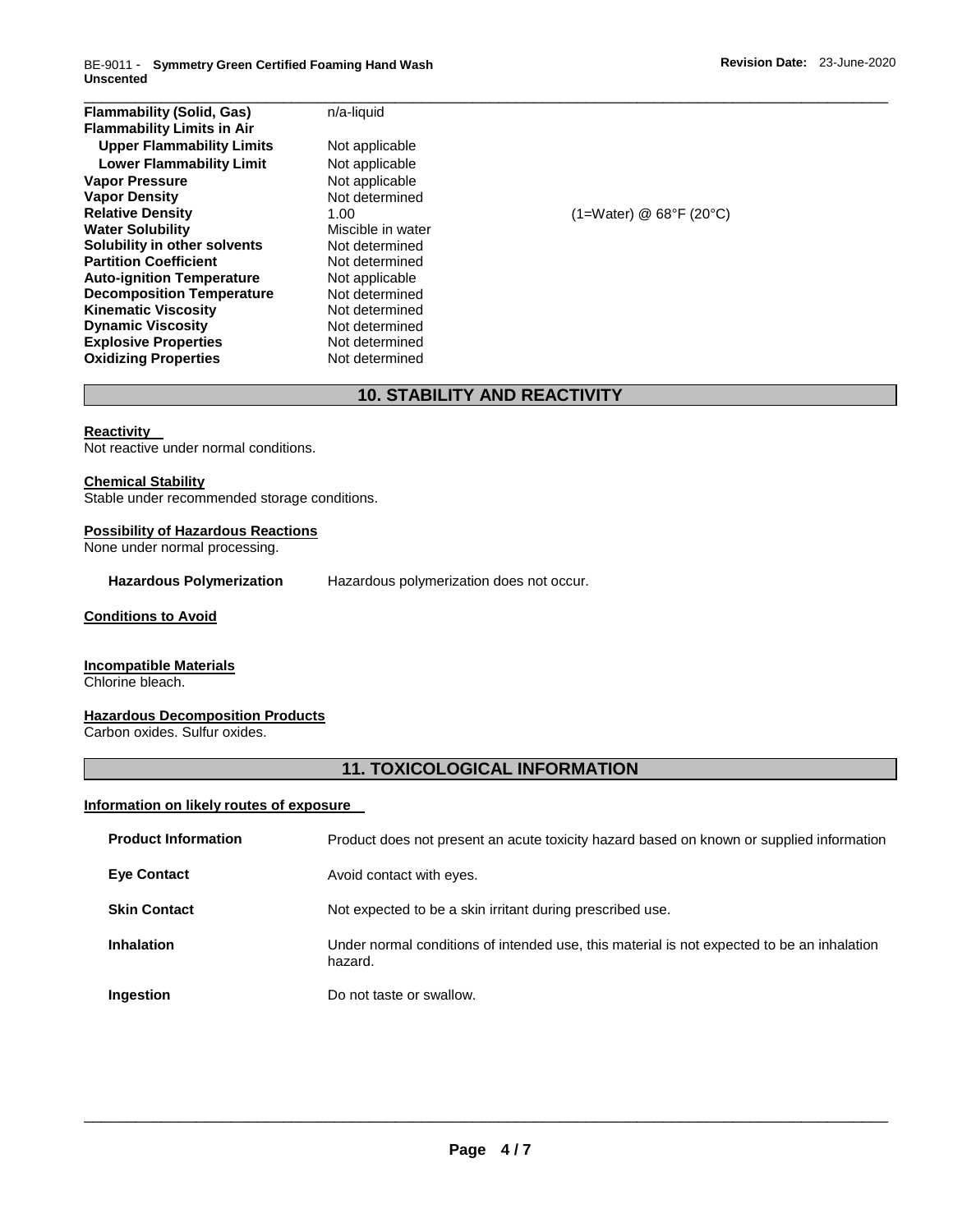| | | |
|---|---|---|
| **Flammability (Solid, Gas)** | n/a-liquid | |
| **Flammability Limits in Air** | | |
| **Upper Flammability Limits** | Not applicable | |
| **Lower Flammability Limit** | Not applicable | |
| **Vapor Pressure** | Not applicable | |
| **Vapor Density** | Not determined | |
| **Relative Density** | 1.00 | (1=Water) @ 68°F (20°C) |
| **Water Solubility** | Miscible in water | |
| **Solubility in other solvents** | Not determined | |
| **Partition Coefficient** | Not determined | |
| **Auto-ignition Temperature** | Not applicable | |
| **Decomposition Temperature** | Not determined | |
| **Kinematic Viscosity** | Not determined | |
| **Dynamic Viscosity** | Not determined | |
| **Explosive Properties** | Not determined | |
| **Oxidizing Properties** | Not determined | |

## 10. STABILITY AND REACTIVITY

**Reactivity**

Not reactive under normal conditions.

**Chemical Stability**

Stable under recommended storage conditions.

**Possibility of Hazardous Reactions**

None under normal processing.

**Hazardous Polymerization** Hazardous polymerization does not occur.

**Conditions to Avoid**

**Incompatible Materials**

Chlorine bleach.

**Hazardous Decomposition Products**

Carbon oxides. Sulfur oxides.

## 11. TOXICOLOGICAL INFORMATION

**Information on likely routes of exposure**

| | |
|---|---|
| **Product Information** | Product does not present an acute toxicity hazard based on known or supplied information |
| **Eye Contact** | Avoid contact with eyes. |
| **Skin Contact** | Not expected to be a skin irritant during prescribed use. |
| **Inhalation** | Under normal conditions of intended use, this material is not expected to be an inhalation hazard. |
| **Ingestion** | Do not taste or swallow. |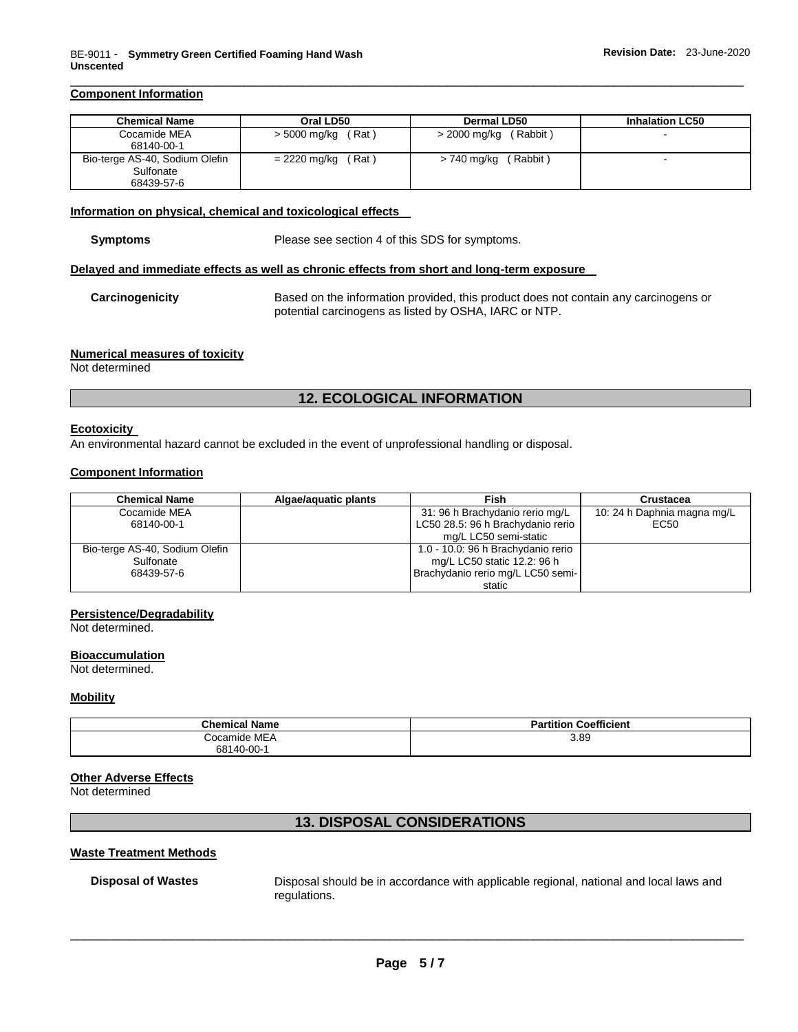#### Component Information

| Chemical Name | Oral LD50 | Dermal LD50 | Inhalation LC50 |
|---|---|---|---|
| Cocamide MEA 68140-00-1 | > 5000 mg/kg ( Rat ) | > 2000 mg/kg ( Rabbit ) | - |
| Bio-terge AS-40, Sodium Olefin Sulfonate 68439-57-6 | = 2220 mg/kg ( Rat ) | > 740 mg/kg ( Rabbit ) | - |

#### Information on physical, chemical and toxicological effects

**Symptoms** Please see section 4 of this SDS for symptoms.

#### Delayed and immediate effects as well as chronic effects from short and long-term exposure

**Carcinogenicity** Based on the information provided, this product does not contain any carcinogens or potential carcinogens as listed by OSHA, IARC or NTP.

#### Numerical measures of toxicity

Not determined

## 12. ECOLOGICAL INFORMATION

#### Ecotoxicity

An environmental hazard cannot be excluded in the event of unprofessional handling or disposal.

#### Component Information

| Chemical Name | Algae/aquatic plants | Fish | Crustacea |
|---|---|---|---|
| Cocamide MEA 68140-00-1 | | 31: 96 h Brachydanio rerio mg/L LC50 28.5: 96 h Brachydanio rerio mg/L LC50 semi-static | 10: 24 h Daphnia magna mg/L EC50 |
| Bio-terge AS-40, Sodium Olefin Sulfonate 68439-57-6 | | 1.0 - 10.0: 96 h Brachydanio rerio mg/L LC50 static 12.2: 96 h Brachydanio rerio mg/L LC50 semi-static | |

#### Persistence/Degradability

Not determined.

#### Bioaccumulation

Not determined.

#### Mobility

| Chemical Name | Partition Coefficient |
|---|---|
| Cocamide MEA 68140-00-1 | 3.89 |

#### Other Adverse Effects

Not determined

## 13. DISPOSAL CONSIDERATIONS

#### Waste Treatment Methods

**Disposal of Wastes** Disposal should be in accordance with applicable regional, national and local laws and regulations.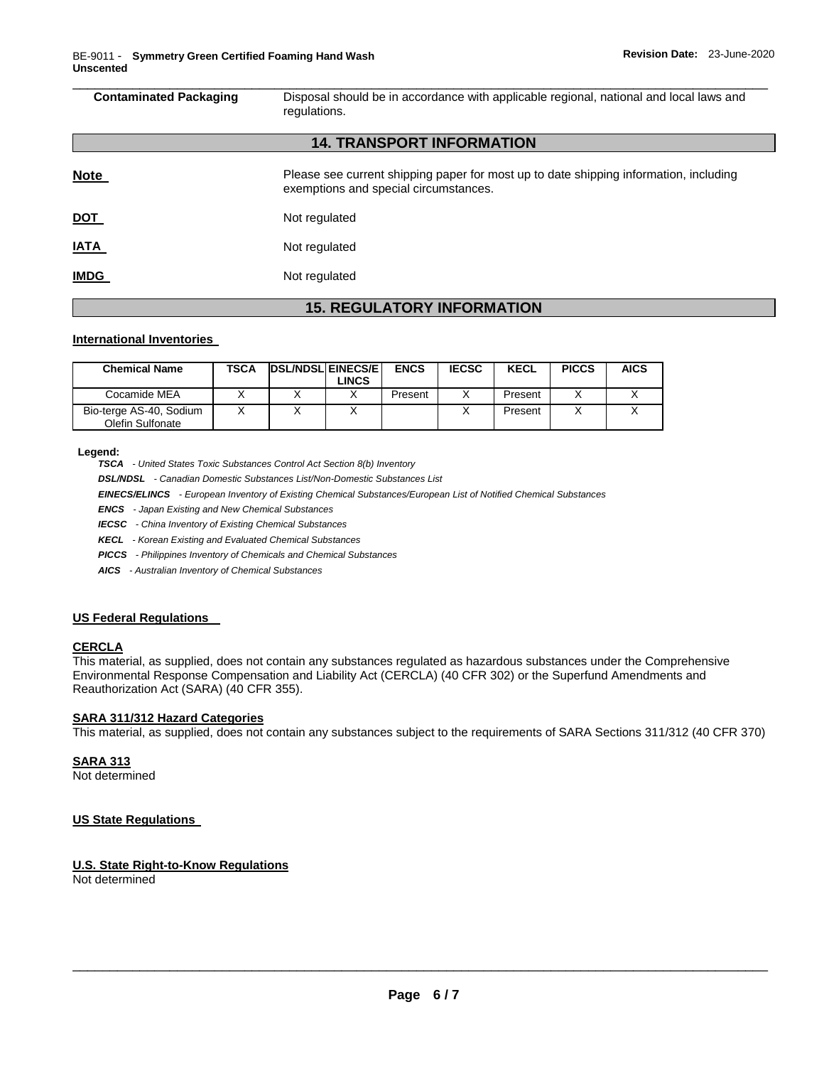| Contaminated Packaging | Disposal should be in accordance with applicable regional, national and local laws and regulations. |
|---|---|

## 14. TRANSPORT INFORMATION

| | |
|---|---|
| **Note** | Please see current shipping paper for most up to date shipping information, including exemptions and special circumstances. |
| **DOT** | Not regulated |
| **IATA** | Not regulated |
| **IMDG** | Not regulated |

## 15. REGULATORY INFORMATION

### International Inventories

| Chemical Name | TSCA | DSL/NDSL | EINECS/ELINCS | ENCS | IECSC | KECL | PICCS | AICS |
|---|---|---|---|---|---|---|---|---|
| Cocamide MEA | X | X | X | Present | X | Present | X | X |
| Bio-terge AS-40, Sodium Olefin Sulfonate | X | X | X | | X | Present | X | X |

**Legend:**

***TSCA*** *- United States Toxic Substances Control Act Section 8(b) Inventory*

***DSL/NDSL*** *- Canadian Domestic Substances List/Non-Domestic Substances List*

***EINECS/ELINCS*** *- European Inventory of Existing Chemical Substances/European List of Notified Chemical Substances*

***ENCS*** *- Japan Existing and New Chemical Substances*

***IECSC*** *- China Inventory of Existing Chemical Substances*

***KECL*** *- Korean Existing and Evaluated Chemical Substances*

***PICCS*** *- Philippines Inventory of Chemicals and Chemical Substances*

***AICS*** *- Australian Inventory of Chemical Substances*

### US Federal Regulations

#### CERCLA

This material, as supplied, does not contain any substances regulated as hazardous substances under the Comprehensive Environmental Response Compensation and Liability Act (CERCLA) (40 CFR 302) or the Superfund Amendments and Reauthorization Act (SARA) (40 CFR 355).

#### SARA 311/312 Hazard Categories

This material, as supplied, does not contain any substances subject to the requirements of SARA Sections 311/312 (40 CFR 370)

#### SARA 313

Not determined

### US State Regulations

#### U.S. State Right-to-Know Regulations

Not determined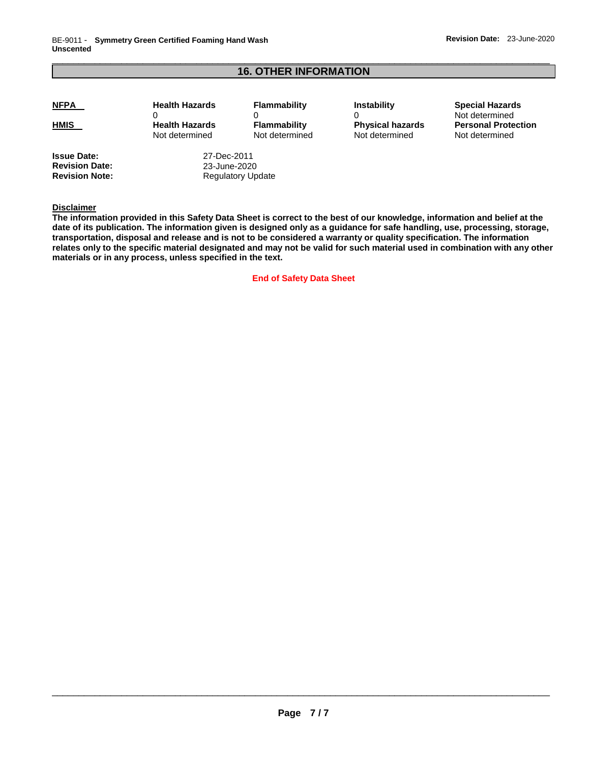## 16. OTHER INFORMATION

| | | | | |
|---|---|---|---|---|
| **NFPA** | **Health Hazards** 0 | **Flammability** 0 | **Instability** 0 | **Special Hazards** Not determined |
| **HMIS** | **Health Hazards** Not determined | **Flammability** Not determined | **Physical hazards** Not determined | **Personal Protection** Not determined |

**Issue Date:** 27-Dec-2011
**Revision Date:** 23-June-2020
**Revision Note:** Regulatory Update

**Disclaimer**

**The information provided in this Safety Data Sheet is correct to the best of our knowledge, information and belief at the date of its publication. The information given is designed only as a guidance for safe handling, use, processing, storage, transportation, disposal and release and is not to be considered a warranty or quality specification. The information relates only to the specific material designated and may not be valid for such material used in combination with any other materials or in any process, unless specified in the text.**

**End of Safety Data Sheet**